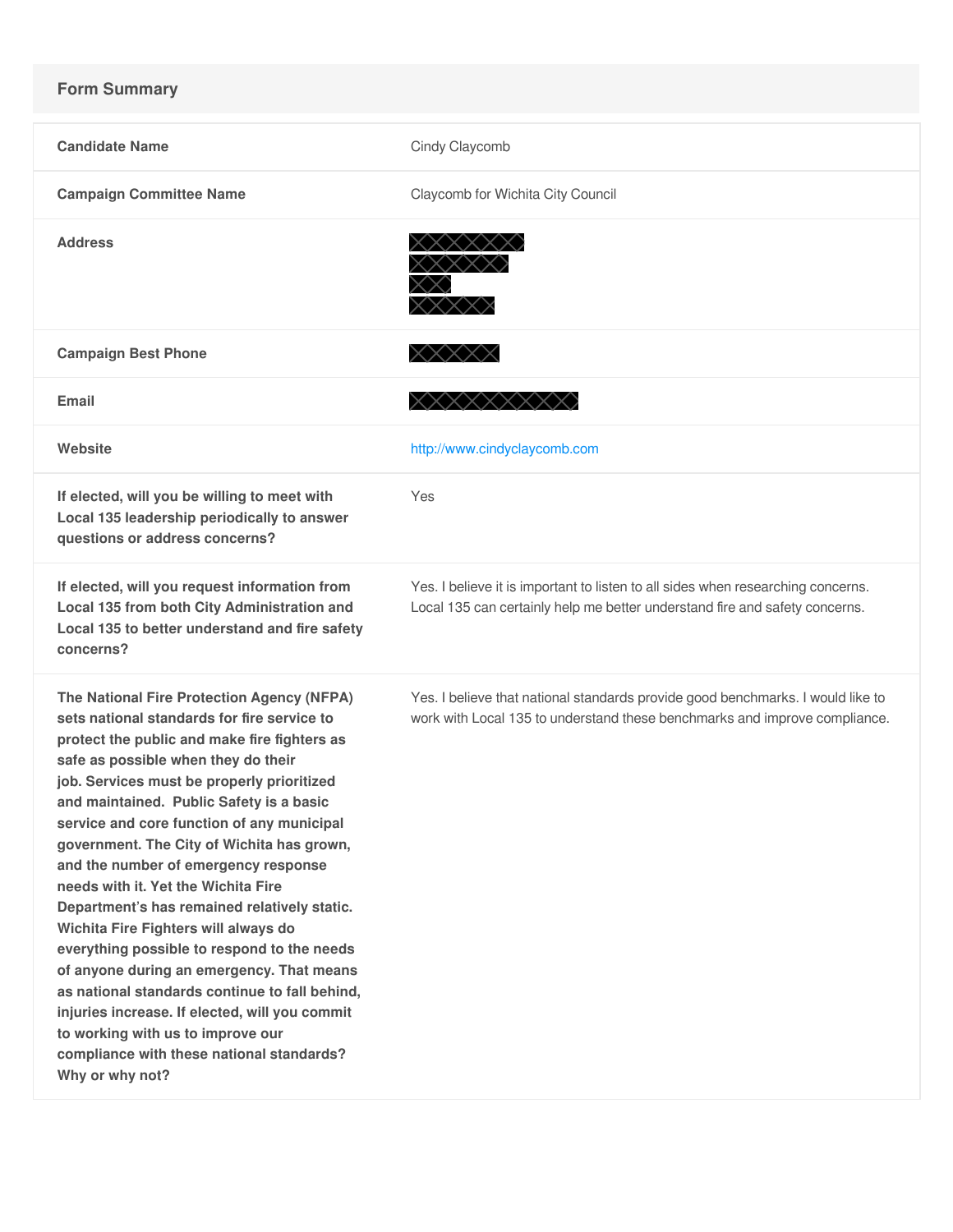## Form Summary

| | |
|---|---|
| **Candidate Name** | Cindy Claycomb |
| **Campaign Committee Name** | Claycomb for Wichita City Council |
| **Address** | [redacted] |
| **Campaign Best Phone** | [redacted] |
| **Email** | [redacted] |
| **Website** | http://www.cindyclaycomb.com |
| **If elected, will you be willing to meet with Local 135 leadership periodically to answer questions or address concerns?** | Yes |
| **If elected, will you request information from Local 135 from both City Administration and Local 135 to better understand and fire safety concerns?** | Yes. I believe it is important to listen to all sides when researching concerns. Local 135 can certainly help me better understand fire and safety concerns. |
| **The National Fire Protection Agency (NFPA) sets national standards for fire service to protect the public and make fire fighters as safe as possible when they do their job. Services must be properly prioritized and maintained. Public Safety is a basic service and core function of any municipal government. The City of Wichita has grown, and the number of emergency response needs with it. Yet the Wichita Fire Department's has remained relatively static. Wichita Fire Fighters will always do everything possible to respond to the needs of anyone during an emergency. That means as national standards continue to fall behind, injuries increase. If elected, will you commit to working with us to improve our compliance with these national standards? Why or why not?** | Yes. I believe that national standards provide good benchmarks. I would like to work with Local 135 to understand these benchmarks and improve compliance. |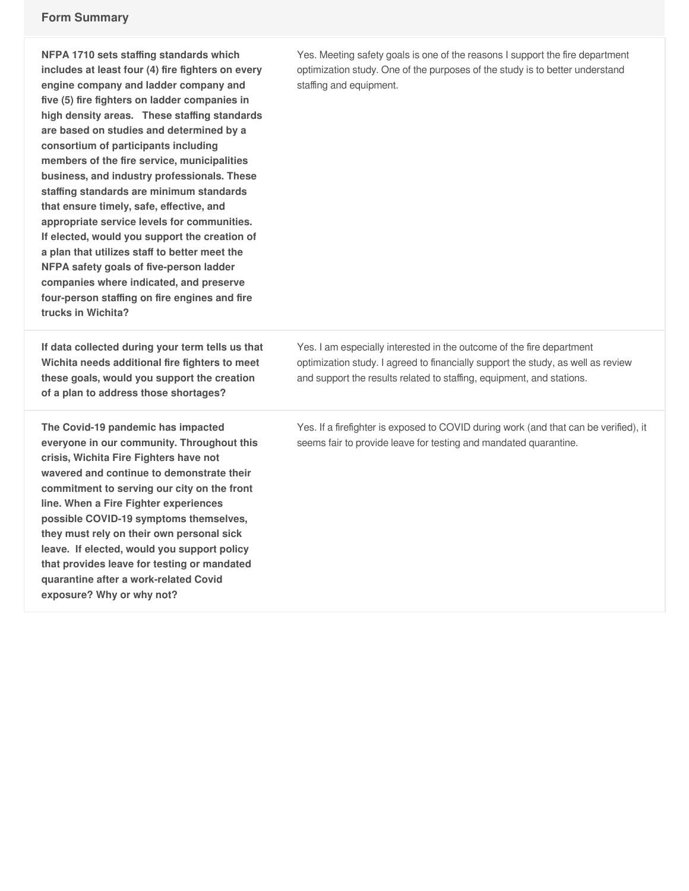## Form Summary

| | |
|---|---|
| **NFPA 1710 sets staffing standards which includes at least four (4) fire fighters on every engine company and ladder company and five (5) fire fighters on ladder companies in high density areas. These staffing standards are based on studies and determined by a consortium of participants including members of the fire service, municipalities business, and industry professionals. These staffing standards are minimum standards that ensure timely, safe, effective, and appropriate service levels for communities. If elected, would you support the creation of a plan that utilizes staff to better meet the NFPA safety goals of five-person ladder companies where indicated, and preserve four-person staffing on fire engines and fire trucks in Wichita?** | Yes. Meeting safety goals is one of the reasons I support the fire department optimization study. One of the purposes of the study is to better understand staffing and equipment. |
| **If data collected during your term tells us that Wichita needs additional fire fighters to meet these goals, would you support the creation of a plan to address those shortages?** | Yes. I am especially interested in the outcome of the fire department optimization study. I agreed to financially support the study, as well as review and support the results related to staffing, equipment, and stations. |
| **The Covid-19 pandemic has impacted everyone in our community. Throughout this crisis, Wichita Fire Fighters have not wavered and continue to demonstrate their commitment to serving our city on the front line. When a Fire Fighter experiences possible COVID-19 symptoms themselves, they must rely on their own personal sick leave. If elected, would you support policy that provides leave for testing or mandated quarantine after a work-related Covid exposure? Why or why not?** | Yes. If a firefighter is exposed to COVID during work (and that can be verified), it seems fair to provide leave for testing and mandated quarantine. |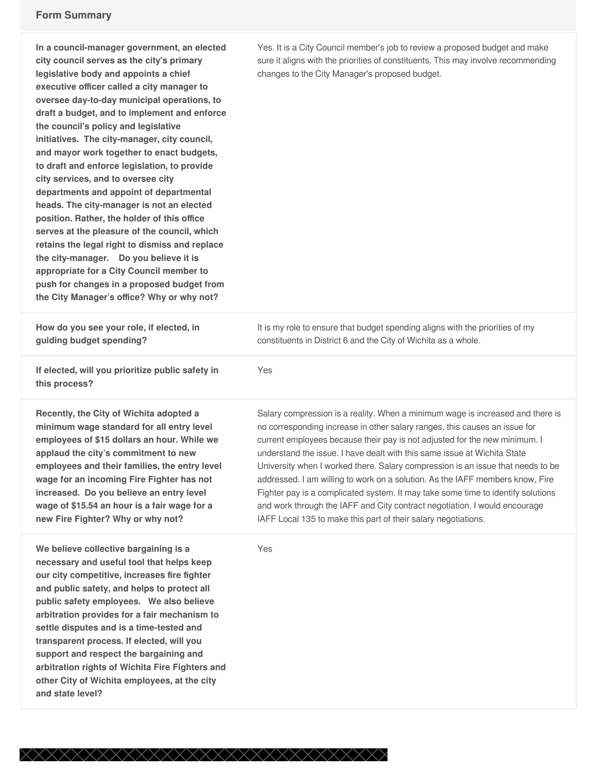## Form Summary

| | |
|---|---|
| **In a council-manager government, an elected city council serves as the city's primary legislative body and appoints a chief executive officer called a city manager to oversee day-to-day municipal operations, to draft a budget, and to implement and enforce the council's policy and legislative initiatives. The city-manager, city council, and mayor work together to enact budgets, to draft and enforce legislation, to provide city services, and to oversee city departments and appoint of departmental heads. The city-manager is not an elected position. Rather, the holder of this office serves at the pleasure of the council, which retains the legal right to dismiss and replace the city-manager. Do you believe it is appropriate for a City Council member to push for changes in a proposed budget from the City Manager's office? Why or why not?** | Yes. It is a City Council member's job to review a proposed budget and make sure it aligns with the priorities of constituents. This may involve recommending changes to the City Manager's proposed budget. |
| **How do you see your role, if elected, in guiding budget spending?** | It is my role to ensure that budget spending aligns with the priorities of my constituents in District 6 and the City of Wichita as a whole. |
| **If elected, will you prioritize public safety in this process?** | Yes |
| **Recently, the City of Wichita adopted a minimum wage standard for all entry level employees of $15 dollars an hour. While we applaud the city's commitment to new employees and their families, the entry level wage for an incoming Fire Fighter has not increased. Do you believe an entry level wage of $15.54 an hour is a fair wage for a new Fire Fighter? Why or why not?** | Salary compression is a reality. When a minimum wage is increased and there is no corresponding increase in other salary ranges, this causes an issue for current employees because their pay is not adjusted for the new minimum. I understand the issue. I have dealt with this same issue at Wichita State University when I worked there. Salary compression is an issue that needs to be addressed. I am willing to work on a solution. As the IAFF members know, Fire Fighter pay is a complicated system. It may take some time to identify solutions and work through the IAFF and City contract negotiation. I would encourage IAFF Local 135 to make this part of their salary negotiations. |
| **We believe collective bargaining is a necessary and useful tool that helps keep our city competitive, increases fire fighter and public safety, and helps to protect all public safety employees. We also believe arbitration provides for a fair mechanism to settle disputes and is a time-tested and transparent process. If elected, will you support and respect the bargaining and arbitration rights of Wichita Fire Fighters and other City of Wichita employees, at the city and state level?** | Yes |